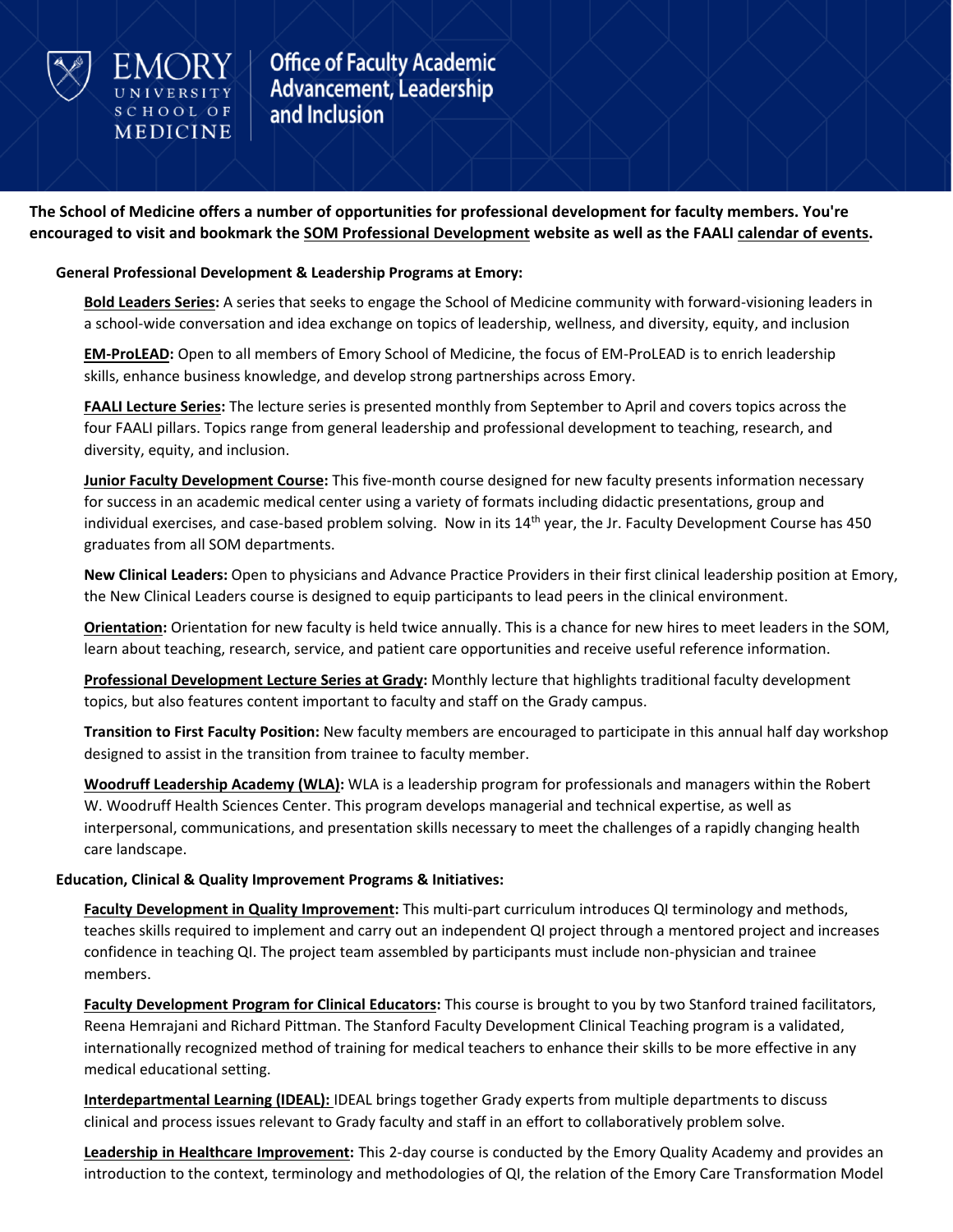Office of Faculty Academic Advancement, Leadership and Inclusion

**The School of Medicine offers a number of opportunities for professional development for faculty members. You're encouraged to visit and bookmark the SOM Professional Development website as well as the FAALI calendar of events.**

### General Professional Development & Leadership Programs at Emory:

**Bold Leaders Series:** A series that seeks to engage the School of Medicine community with forward-visioning leaders in a school-wide conversation and idea exchange on topics of leadership, wellness, and diversity, equity, and inclusion

**EM-ProLEAD:** Open to all members of Emory School of Medicine, the focus of EM-ProLEAD is to enrich leadership skills, enhance business knowledge, and develop strong partnerships across Emory.

**FAALI Lecture Series:** The lecture series is presented monthly from September to April and covers topics across the four FAALI pillars. Topics range from general leadership and professional development to teaching, research, and diversity, equity, and inclusion.

**Junior Faculty Development Course:** This five-month course designed for new faculty presents information necessary for success in an academic medical center using a variety of formats including didactic presentations, group and individual exercises, and case-based problem solving. Now in its 14th year, the Jr. Faculty Development Course has 450 graduates from all SOM departments.

**New Clinical Leaders:** Open to physicians and Advance Practice Providers in their first clinical leadership position at Emory, the New Clinical Leaders course is designed to equip participants to lead peers in the clinical environment.

**Orientation:** Orientation for new faculty is held twice annually. This is a chance for new hires to meet leaders in the SOM, learn about teaching, research, service, and patient care opportunities and receive useful reference information.

**Professional Development Lecture Series at Grady:** Monthly lecture that highlights traditional faculty development topics, but also features content important to faculty and staff on the Grady campus.

**Transition to First Faculty Position:** New faculty members are encouraged to participate in this annual half day workshop designed to assist in the transition from trainee to faculty member.

**Woodruff Leadership Academy (WLA):** WLA is a leadership program for professionals and managers within the Robert W. Woodruff Health Sciences Center. This program develops managerial and technical expertise, as well as interpersonal, communications, and presentation skills necessary to meet the challenges of a rapidly changing health care landscape.

### Education, Clinical & Quality Improvement Programs & Initiatives:

**Faculty Development in Quality Improvement:** This multi-part curriculum introduces QI terminology and methods, teaches skills required to implement and carry out an independent QI project through a mentored project and increases confidence in teaching QI. The project team assembled by participants must include non-physician and trainee members.

**Faculty Development Program for Clinical Educators:** This course is brought to you by two Stanford trained facilitators, Reena Hemrajani and Richard Pittman. The Stanford Faculty Development Clinical Teaching program is a validated, internationally recognized method of training for medical teachers to enhance their skills to be more effective in any medical educational setting.

**Interdepartmental Learning (IDEAL):** IDEAL brings together Grady experts from multiple departments to discuss clinical and process issues relevant to Grady faculty and staff in an effort to collaboratively problem solve.

**Leadership in Healthcare Improvement:** This 2-day course is conducted by the Emory Quality Academy and provides an introduction to the context, terminology and methodologies of QI, the relation of the Emory Care Transformation Model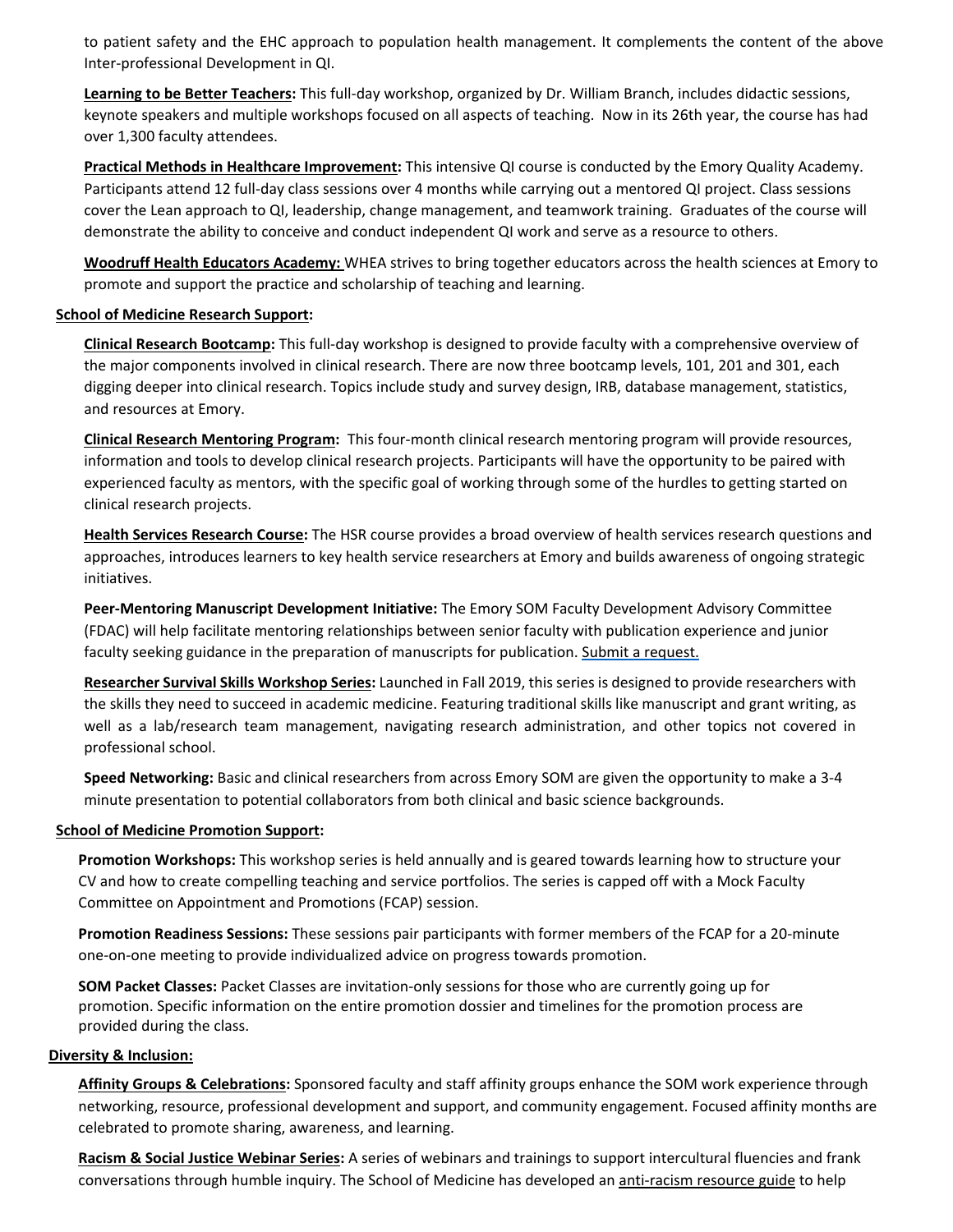to patient safety and the EHC approach to population health management. It complements the content of the above Inter-professional Development in QI.

**Learning to be Better Teachers:** This full-day workshop, organized by Dr. William Branch, includes didactic sessions, keynote speakers and multiple workshops focused on all aspects of teaching. Now in its 26th year, the course has had over 1,300 faculty attendees.

**Practical Methods in Healthcare Improvement:** This intensive QI course is conducted by the Emory Quality Academy. Participants attend 12 full-day class sessions over 4 months while carrying out a mentored QI project. Class sessions cover the Lean approach to QI, leadership, change management, and teamwork training. Graduates of the course will demonstrate the ability to conceive and conduct independent QI work and serve as a resource to others.

**Woodruff Health Educators Academy:** WHEA strives to bring together educators across the health sciences at Emory to promote and support the practice and scholarship of teaching and learning.

**School of Medicine Research Support:**

**Clinical Research Bootcamp:** This full-day workshop is designed to provide faculty with a comprehensive overview of the major components involved in clinical research. There are now three bootcamp levels, 101, 201 and 301, each digging deeper into clinical research. Topics include study and survey design, IRB, database management, statistics, and resources at Emory.

**Clinical Research Mentoring Program:** This four-month clinical research mentoring program will provide resources, information and tools to develop clinical research projects. Participants will have the opportunity to be paired with experienced faculty as mentors, with the specific goal of working through some of the hurdles to getting started on clinical research projects.

**Health Services Research Course:** The HSR course provides a broad overview of health services research questions and approaches, introduces learners to key health service researchers at Emory and builds awareness of ongoing strategic initiatives.

**Peer-Mentoring Manuscript Development Initiative:** The Emory SOM Faculty Development Advisory Committee (FDAC) will help facilitate mentoring relationships between senior faculty with publication experience and junior faculty seeking guidance in the preparation of manuscripts for publication. Submit a request.

**Researcher Survival Skills Workshop Series:** Launched in Fall 2019, this series is designed to provide researchers with the skills they need to succeed in academic medicine. Featuring traditional skills like manuscript and grant writing, as well as a lab/research team management, navigating research administration, and other topics not covered in professional school.

**Speed Networking:** Basic and clinical researchers from across Emory SOM are given the opportunity to make a 3-4 minute presentation to potential collaborators from both clinical and basic science backgrounds.

**School of Medicine Promotion Support:**

**Promotion Workshops:** This workshop series is held annually and is geared towards learning how to structure your CV and how to create compelling teaching and service portfolios. The series is capped off with a Mock Faculty Committee on Appointment and Promotions (FCAP) session.

**Promotion Readiness Sessions:** These sessions pair participants with former members of the FCAP for a 20-minute one-on-one meeting to provide individualized advice on progress towards promotion.

**SOM Packet Classes:** Packet Classes are invitation-only sessions for those who are currently going up for promotion. Specific information on the entire promotion dossier and timelines for the promotion process are provided during the class.

**Diversity & Inclusion:**

**Affinity Groups & Celebrations:** Sponsored faculty and staff affinity groups enhance the SOM work experience through networking, resource, professional development and support, and community engagement. Focused affinity months are celebrated to promote sharing, awareness, and learning.

**Racism & Social Justice Webinar Series:** A series of webinars and trainings to support intercultural fluencies and frank conversations through humble inquiry. The School of Medicine has developed an anti-racism resource guide to help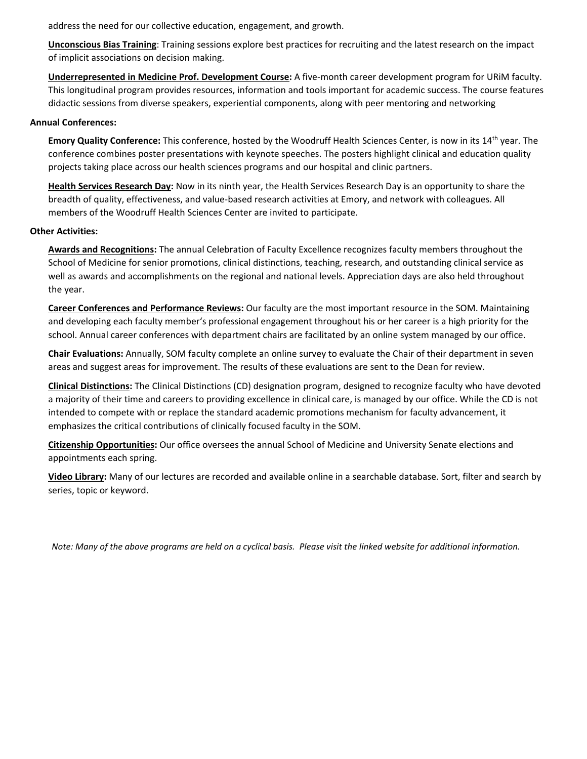address the need for our collective education, engagement, and growth.

**Unconscious Bias Training**: Training sessions explore best practices for recruiting and the latest research on the impact of implicit associations on decision making.

**Underrepresented in Medicine Prof. Development Course:** A five-month career development program for URiM faculty. This longitudinal program provides resources, information and tools important for academic success. The course features didactic sessions from diverse speakers, experiential components, along with peer mentoring and networking

**Annual Conferences:**

**Emory Quality Conference:** This conference, hosted by the Woodruff Health Sciences Center, is now in its 14th year. The conference combines poster presentations with keynote speeches. The posters highlight clinical and education quality projects taking place across our health sciences programs and our hospital and clinic partners.

**Health Services Research Day:** Now in its ninth year, the Health Services Research Day is an opportunity to share the breadth of quality, effectiveness, and value-based research activities at Emory, and network with colleagues. All members of the Woodruff Health Sciences Center are invited to participate.

**Other Activities:**

**Awards and Recognitions:** The annual Celebration of Faculty Excellence recognizes faculty members throughout the School of Medicine for senior promotions, clinical distinctions, teaching, research, and outstanding clinical service as well as awards and accomplishments on the regional and national levels. Appreciation days are also held throughout the year.

**Career Conferences and Performance Reviews:** Our faculty are the most important resource in the SOM. Maintaining and developing each faculty member's professional engagement throughout his or her career is a high priority for the school. Annual career conferences with department chairs are facilitated by an online system managed by our office.

**Chair Evaluations:** Annually, SOM faculty complete an online survey to evaluate the Chair of their department in seven areas and suggest areas for improvement. The results of these evaluations are sent to the Dean for review.

**Clinical Distinctions:** The Clinical Distinctions (CD) designation program, designed to recognize faculty who have devoted a majority of their time and careers to providing excellence in clinical care, is managed by our office. While the CD is not intended to compete with or replace the standard academic promotions mechanism for faculty advancement, it emphasizes the critical contributions of clinically focused faculty in the SOM.

**Citizenship Opportunities:** Our office oversees the annual School of Medicine and University Senate elections and appointments each spring.

**Video Library:** Many of our lectures are recorded and available online in a searchable database. Sort, filter and search by series, topic or keyword.

*Note: Many of the above programs are held on a cyclical basis. Please visit the linked website for additional information.*